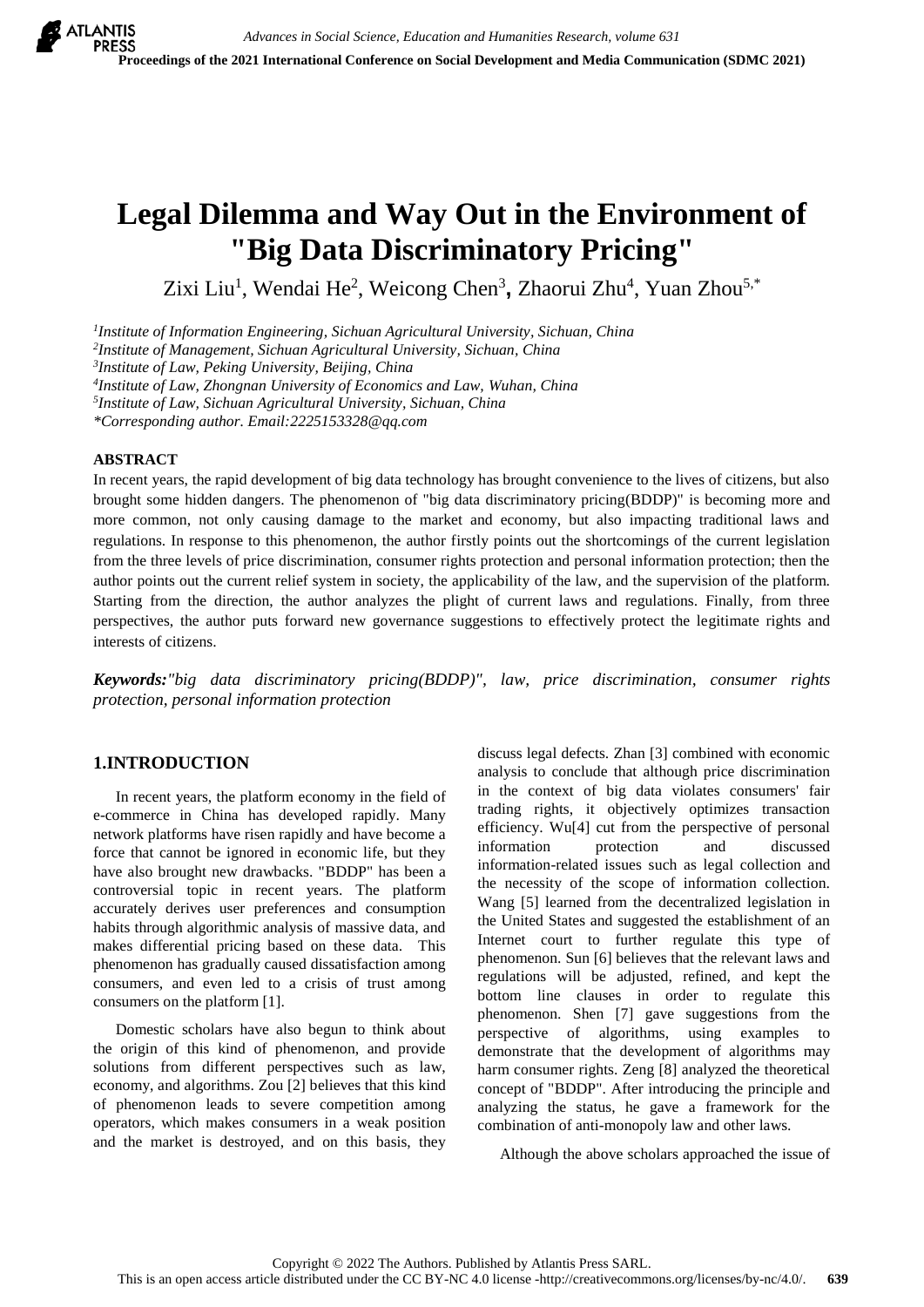# Legal Dilemma and Way Out in the Environment of "Big Data Discriminatory Pricing"

Zixi Liu[1], Wendai He[2], Weicong Chen[3], Zhaorui Zhu[4], Yuan Zhou[5,*]

[1]*Institute of Information Engineering, Sichuan Agricultural University, Sichuan, China*
[2]*Institute of Management, Sichuan Agricultural University, Sichuan, China*
[3]*Institute of Law, Peking University, Beijing, China*
[4]*Institute of Law, Zhongnan University of Economics and Law, Wuhan, China*
[5]*Institute of Law, Sichuan Agricultural University, Sichuan, China*
*\*Corresponding author. Email:2225153328@qq.com*

## ABSTRACT

In recent years, the rapid development of big data technology has brought convenience to the lives of citizens, but also brought some hidden dangers. The phenomenon of "big data discriminatory pricing(BDDP)" is becoming more and more common, not only causing damage to the market and economy, but also impacting traditional laws and regulations. In response to this phenomenon, the author firstly points out the shortcomings of the current legislation from the three levels of price discrimination, consumer rights protection and personal information protection; then the author points out the current relief system in society, the applicability of the law, and the supervision of the platform. Starting from the direction, the author analyzes the plight of current laws and regulations. Finally, from three perspectives, the author puts forward new governance suggestions to effectively protect the legitimate rights and interests of citizens.

***Keywords:*** *"big data discriminatory pricing(BDDP)", law, price discrimination, consumer rights protection, personal information protection*

## 1.INTRODUCTION

In recent years, the platform economy in the field of e-commerce in China has developed rapidly. Many network platforms have risen rapidly and have become a force that cannot be ignored in economic life, but they have also brought new drawbacks. "BDDP" has been a controversial topic in recent years. The platform accurately derives user preferences and consumption habits through algorithmic analysis of massive data, and makes differential pricing based on these data. This phenomenon has gradually caused dissatisfaction among consumers, and even led to a crisis of trust among consumers on the platform [1].

Domestic scholars have also begun to think about the origin of this kind of phenomenon, and provide solutions from different perspectives such as law, economy, and algorithms. Zou [2] believes that this kind of phenomenon leads to severe competition among operators, which makes consumers in a weak position and the market is destroyed, and on this basis, they discuss legal defects. Zhan [3] combined with economic analysis to conclude that although price discrimination in the context of big data violates consumers' fair trading rights, it objectively optimizes transaction efficiency. Wu[4] cut from the perspective of personal information protection and discussed information-related issues such as legal collection and the necessity of the scope of information collection. Wang [5] learned from the decentralized legislation in the United States and suggested the establishment of an Internet court to further regulate this type of phenomenon. Sun [6] believes that the relevant laws and regulations will be adjusted, refined, and kept the bottom line clauses in order to regulate this phenomenon. Shen [7] gave suggestions from the perspective of algorithms, using examples to demonstrate that the development of algorithms may harm consumer rights. Zeng [8] analyzed the theoretical concept of "BDDP". After introducing the principle and analyzing the status, he gave a framework for the combination of anti-monopoly law and other laws.

Although the above scholars approached the issue of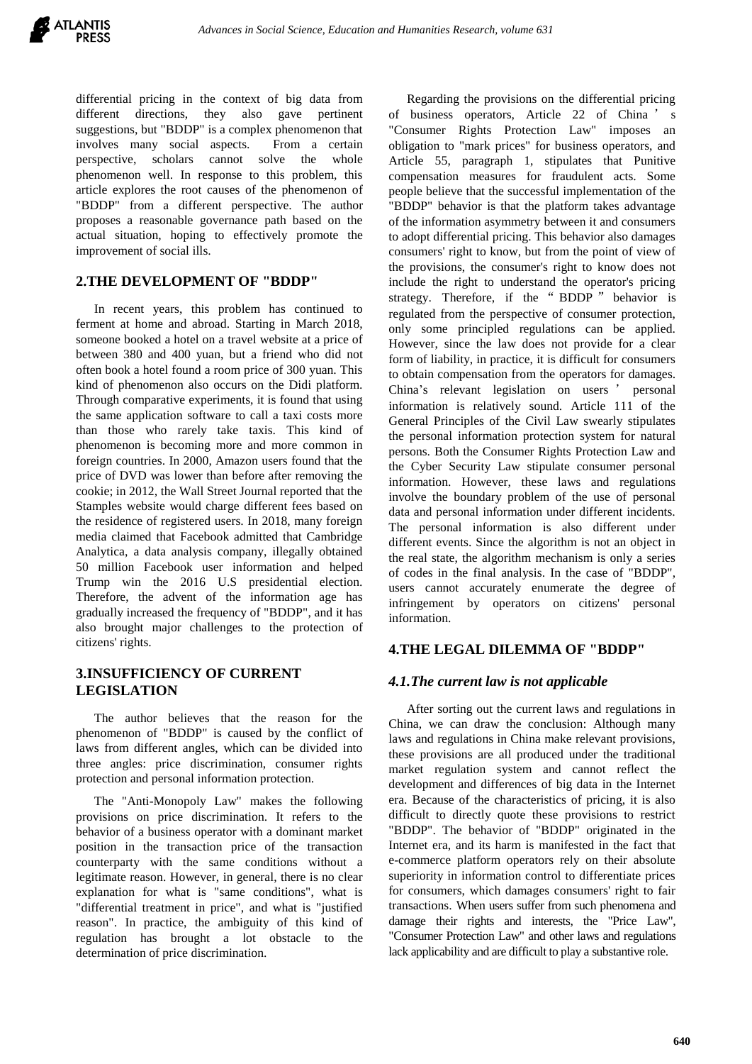differential pricing in the context of big data from different directions, they also gave pertinent suggestions, but "BDDP" is a complex phenomenon that involves many social aspects. From a certain perspective, scholars cannot solve the whole phenomenon well. In response to this problem, this article explores the root causes of the phenomenon of "BDDP" from a different perspective. The author proposes a reasonable governance path based on the actual situation, hoping to effectively promote the improvement of social ills.

## 2.THE DEVELOPMENT OF "BDDP"

In recent years, this problem has continued to ferment at home and abroad. Starting in March 2018, someone booked a hotel on a travel website at a price of between 380 and 400 yuan, but a friend who did not often book a hotel found a room price of 300 yuan. This kind of phenomenon also occurs on the Didi platform. Through comparative experiments, it is found that using the same application software to call a taxi costs more than those who rarely take taxis. This kind of phenomenon is becoming more and more common in foreign countries. In 2000, Amazon users found that the price of DVD was lower than before after removing the cookie; in 2012, the Wall Street Journal reported that the Stamples website would charge different fees based on the residence of registered users. In 2018, many foreign media claimed that Facebook admitted that Cambridge Analytica, a data analysis company, illegally obtained 50 million Facebook user information and helped Trump win the 2016 U.S presidential election. Therefore, the advent of the information age has gradually increased the frequency of "BDDP", and it has also brought major challenges to the protection of citizens' rights.

## 3.INSUFFICIENCY OF CURRENT LEGISLATION

The author believes that the reason for the phenomenon of "BDDP" is caused by the conflict of laws from different angles, which can be divided into three angles: price discrimination, consumer rights protection and personal information protection.

The "Anti-Monopoly Law" makes the following provisions on price discrimination. It refers to the behavior of a business operator with a dominant market position in the transaction price of the transaction counterparty with the same conditions without a legitimate reason. However, in general, there is no clear explanation for what is "same conditions", what is "differential treatment in price", and what is "justified reason". In practice, the ambiguity of this kind of regulation has brought a lot obstacle to the determination of price discrimination.

Regarding the provisions on the differential pricing of business operators, Article 22 of China ' s "Consumer Rights Protection Law" imposes an obligation to "mark prices" for business operators, and Article 55, paragraph 1, stipulates that Punitive compensation measures for fraudulent acts. Some people believe that the successful implementation of the "BDDP" behavior is that the platform takes advantage of the information asymmetry between it and consumers to adopt differential pricing. This behavior also damages consumers' right to know, but from the point of view of the provisions, the consumer's right to know does not include the right to understand the operator's pricing strategy. Therefore, if the " BDDP " behavior is regulated from the perspective of consumer protection, only some principled regulations can be applied. However, since the law does not provide for a clear form of liability, in practice, it is difficult for consumers to obtain compensation from the operators for damages. China's relevant legislation on users ' personal information is relatively sound. Article 111 of the General Principles of the Civil Law swearly stipulates the personal information protection system for natural persons. Both the Consumer Rights Protection Law and the Cyber Security Law stipulate consumer personal information. However, these laws and regulations involve the boundary problem of the use of personal data and personal information under different incidents. The personal information is also different under different events. Since the algorithm is not an object in the real state, the algorithm mechanism is only a series of codes in the final analysis. In the case of "BDDP", users cannot accurately enumerate the degree of infringement by operators on citizens' personal information.

## 4.THE LEGAL DILEMMA OF "BDDP"

### *4.1.The current law is not applicable*

After sorting out the current laws and regulations in China, we can draw the conclusion: Although many laws and regulations in China make relevant provisions, these provisions are all produced under the traditional market regulation system and cannot reflect the development and differences of big data in the Internet era. Because of the characteristics of pricing, it is also difficult to directly quote these provisions to restrict "BDDP". The behavior of "BDDP" originated in the Internet era, and its harm is manifested in the fact that e-commerce platform operators rely on their absolute superiority in information control to differentiate prices for consumers, which damages consumers' right to fair transactions. When users suffer from such phenomena and damage their rights and interests, the "Price Law", "Consumer Protection Law" and other laws and regulations lack applicability and are difficult to play a substantive role.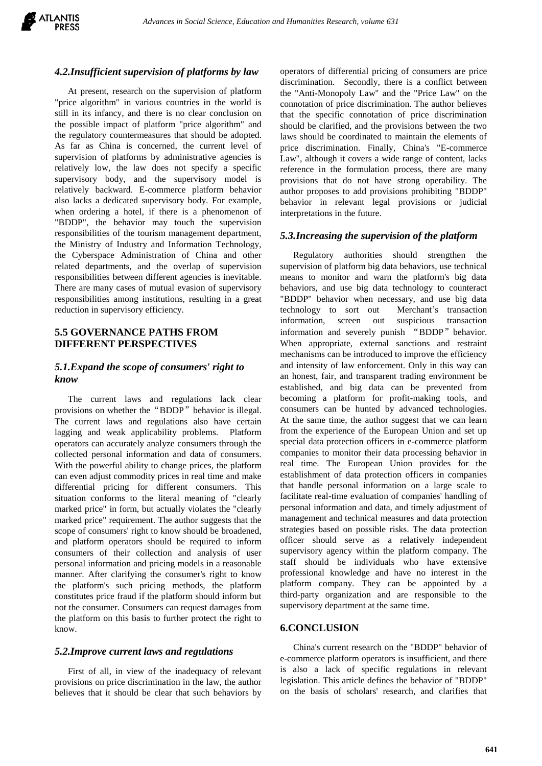### 4.2.Insufficient supervision of platforms by law

At present, research on the supervision of platform "price algorithm" in various countries in the world is still in its infancy, and there is no clear conclusion on the possible impact of platform "price algorithm" and the regulatory countermeasures that should be adopted. As far as China is concerned, the current level of supervision of platforms by administrative agencies is relatively low, the law does not specify a specific supervisory body, and the supervisory model is relatively backward. E-commerce platform behavior also lacks a dedicated supervisory body. For example, when ordering a hotel, if there is a phenomenon of "BDDP", the behavior may touch the supervision responsibilities of the tourism management department, the Ministry of Industry and Information Technology, the Cyberspace Administration of China and other related departments, and the overlap of supervision responsibilities between different agencies is inevitable. There are many cases of mutual evasion of supervisory responsibilities among institutions, resulting in a great reduction in supervisory efficiency.

## 5.5 GOVERNANCE PATHS FROM DIFFERENT PERSPECTIVES

### 5.1.Expand the scope of consumers' right to know

The current laws and regulations lack clear provisions on whether the "BDDP" behavior is illegal. The current laws and regulations also have certain lagging and weak applicability problems. Platform operators can accurately analyze consumers through the collected personal information and data of consumers. With the powerful ability to change prices, the platform can even adjust commodity prices in real time and make differential pricing for different consumers. This situation conforms to the literal meaning of "clearly marked price" in form, but actually violates the "clearly marked price" requirement. The author suggests that the scope of consumers' right to know should be broadened, and platform operators should be required to inform consumers of their collection and analysis of user personal information and pricing models in a reasonable manner. After clarifying the consumer's right to know the platform's such pricing methods, the platform constitutes price fraud if the platform should inform but not the consumer. Consumers can request damages from the platform on this basis to further protect the right to know.

### 5.2.Improve current laws and regulations

First of all, in view of the inadequacy of relevant provisions on price discrimination in the law, the author believes that it should be clear that such behaviors by operators of differential pricing of consumers are price discrimination. Secondly, there is a conflict between the "Anti-Monopoly Law" and the "Price Law" on the connotation of price discrimination. The author believes that the specific connotation of price discrimination should be clarified, and the provisions between the two laws should be coordinated to maintain the elements of price discrimination. Finally, China's "E-commerce Law", although it covers a wide range of content, lacks reference in the formulation process, there are many provisions that do not have strong operability. The author proposes to add provisions prohibiting "BDDP" behavior in relevant legal provisions or judicial interpretations in the future.

### 5.3.Increasing the supervision of the platform

Regulatory authorities should strengthen the supervision of platform big data behaviors, use technical means to monitor and warn the platform's big data behaviors, and use big data technology to counteract "BDDP" behavior when necessary, and use big data technology to sort out Merchant's transaction information, screen out suspicious transaction information and severely punish "BDDP" behavior. When appropriate, external sanctions and restraint mechanisms can be introduced to improve the efficiency and intensity of law enforcement. Only in this way can an honest, fair, and transparent trading environment be established, and big data can be prevented from becoming a platform for profit-making tools, and consumers can be hunted by advanced technologies. At the same time, the author suggest that we can learn from the experience of the European Union and set up special data protection officers in e-commerce platform companies to monitor their data processing behavior in real time. The European Union provides for the establishment of data protection officers in companies that handle personal information on a large scale to facilitate real-time evaluation of companies' handling of personal information and data, and timely adjustment of management and technical measures and data protection strategies based on possible risks. The data protection officer should serve as a relatively independent supervisory agency within the platform company. The staff should be individuals who have extensive professional knowledge and have no interest in the platform company. They can be appointed by a third-party organization and are responsible to the supervisory department at the same time.

## 6.CONCLUSION

China's current research on the "BDDP" behavior of e-commerce platform operators is insufficient, and there is also a lack of specific regulations in relevant legislation. This article defines the behavior of "BDDP" on the basis of scholars' research, and clarifies that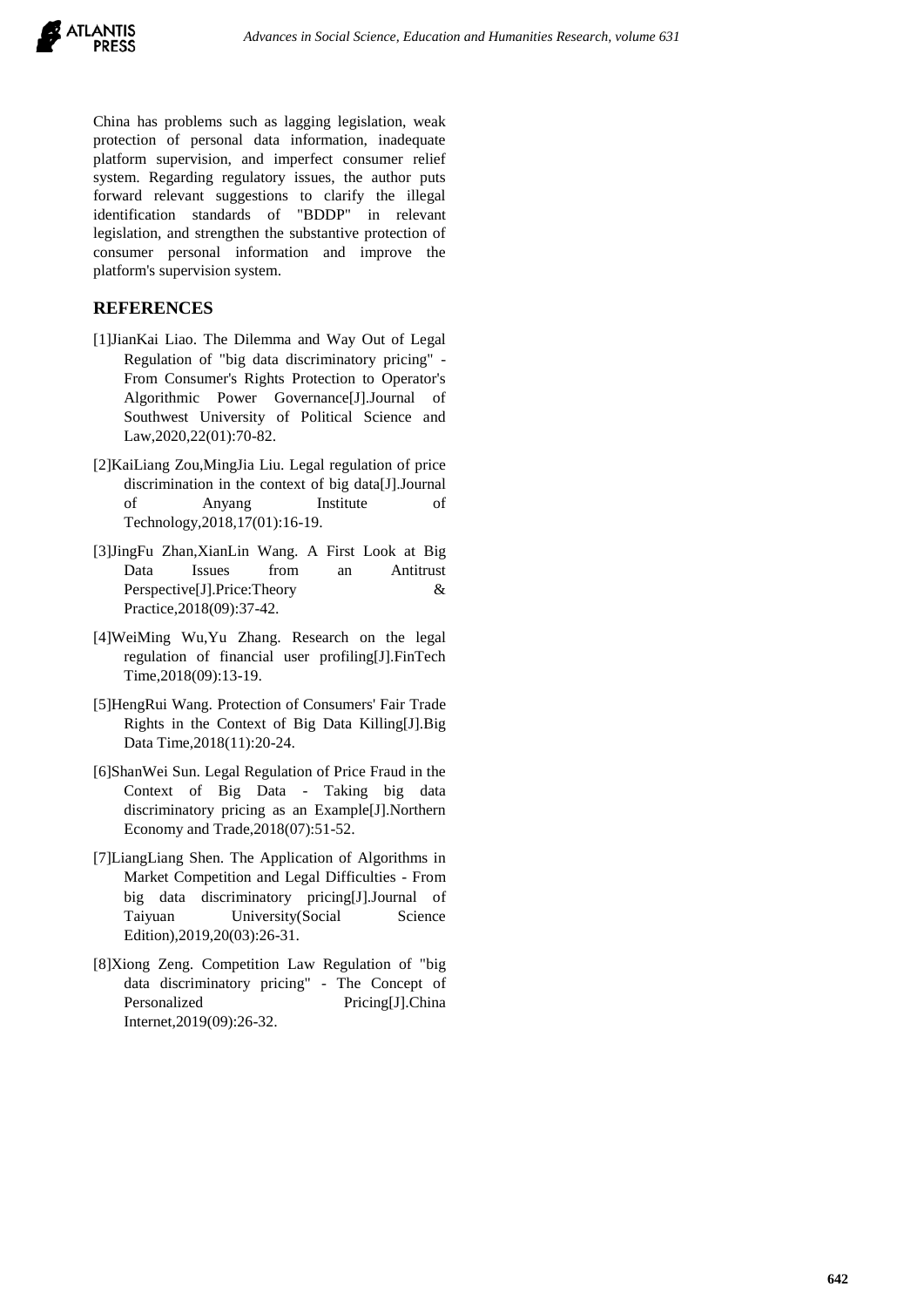China has problems such as lagging legislation, weak protection of personal data information, inadequate platform supervision, and imperfect consumer relief system. Regarding regulatory issues, the author puts forward relevant suggestions to clarify the illegal identification standards of "BDDP" in relevant legislation, and strengthen the substantive protection of consumer personal information and improve the platform's supervision system.

## REFERENCES

[1]JianKai Liao. The Dilemma and Way Out of Legal Regulation of "big data discriminatory pricing" - From Consumer's Rights Protection to Operator's Algorithmic Power Governance[J].Journal of Southwest University of Political Science and Law,2020,22(01):70-82.

[2]KaiLiang Zou,MingJia Liu. Legal regulation of price discrimination in the context of big data[J].Journal of Anyang Institute of Technology,2018,17(01):16-19.

[3]JingFu Zhan,XianLin Wang. A First Look at Big Data Issues from an Antitrust Perspective[J].Price:Theory & Practice,2018(09):37-42.

[4]WeiMing Wu,Yu Zhang. Research on the legal regulation of financial user profiling[J].FinTech Time,2018(09):13-19.

[5]HengRui Wang. Protection of Consumers' Fair Trade Rights in the Context of Big Data Killing[J].Big Data Time,2018(11):20-24.

[6]ShanWei Sun. Legal Regulation of Price Fraud in the Context of Big Data - Taking big data discriminatory pricing as an Example[J].Northern Economy and Trade,2018(07):51-52.

[7]LiangLiang Shen. The Application of Algorithms in Market Competition and Legal Difficulties - From big data discriminatory pricing[J].Journal of Taiyuan University(Social Science Edition),2019,20(03):26-31.

[8]Xiong Zeng. Competition Law Regulation of "big data discriminatory pricing" - The Concept of Personalized Pricing[J].China Internet,2019(09):26-32.